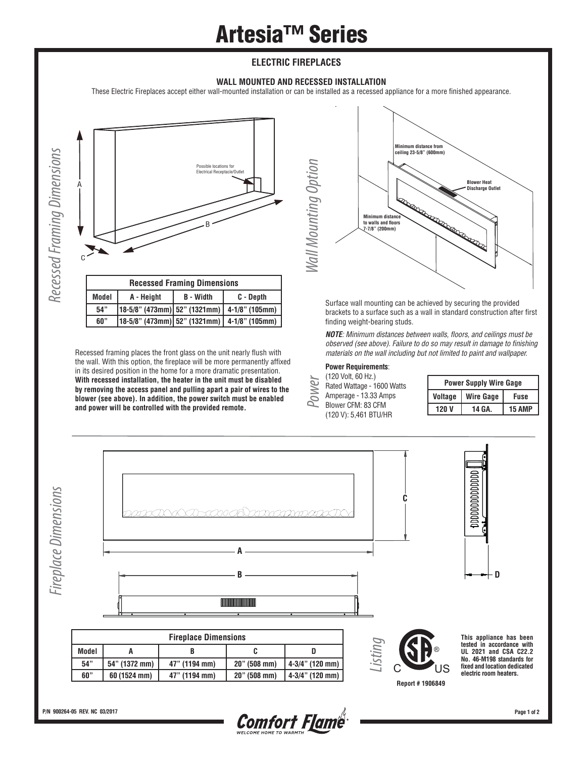# Artesia™ Series

## ELECTRIC FIREPLACES

### WALL MOUNTED AND RECESSED INSTALLATION

These Electric Fireplaces accept either wall-mounted installation or can be installed as a recessed appliance for a more finished appearance.

## Recessed Framing Dimensions

Possible locations for Electrical Receptacle/Outlet

A

B

C

| Recessed Framing Dimensions | | | |
|---|---|---|---|
| Model | A - Height | B - Width | C - Depth |
| 54" | 18-5/8" (473mm) | 52" (1321mm) | 4-1/8" (105mm) |
| 60" | 18-5/8" (473mm) | 52" (1321mm) | 4-1/8" (105mm) |

Recessed framing places the front glass on the unit nearly flush with the wall. With this option, the fireplace will be more permanently affixed in its desired position in the home for a more dramatic presentation. **With recessed installation, the heater in the unit must be disabled by removing the access panel and pulling apart a pair of wires to the blower (see above). In addition, the power switch must be enabled and power will be controlled with the provided remote.**

## Wall Mounting Option

Minimum distance from ceiling 23-5/8" (600mm)

Blower Heat Discharge Outlet

Minimum distance to walls and floors 7-7/8" (200mm)

Surface wall mounting can be achieved by securing the provided brackets to a surface such as a wall in standard construction after first finding weight-bearing studs.

***NOTE**: Minimum distances between walls, floors, and ceilings must be observed (see above). Failure to do so may result in damage to finishing materials on the wall including but not limited to paint and wallpaper.*

## Power

**Power Requirements**:

(120 Volt, 60 Hz.)
Rated Wattage - 1600 Watts
Amperage - 13.33 Amps
Blower CFM: 83 CFM
(120 V): 5,461 BTU/HR

| Power Supply Wire Gage | | |
|---|---|---|
| Voltage | Wire Gage | Fuse |
| 120 V | 14 GA. | 15 AMP |

## Fireplace Dimensions

A

B

C

D

| Fireplace Dimensions | | | | |
|---|---|---|---|---|
| Model | A | B | C | D |
| 54" | 54" (1372 mm) | 47" (1194 mm) | 20" (508 mm) | 4-3/4" (120 mm) |
| 60" | 60 (1524 mm) | 47" (1194 mm) | 20" (508 mm) | 4-3/4" (120 mm) |

## Listing

**This appliance has been tested in accordance with UL 2021 and CSA C22.2 No. 46-M198 standards for fixed and location dedicated electric room heaters.**

**Report # 1906849**

**P/N 900264-05 REV. NC 03/2017**

Comfort Flame — WELCOME HOME TO WARMTH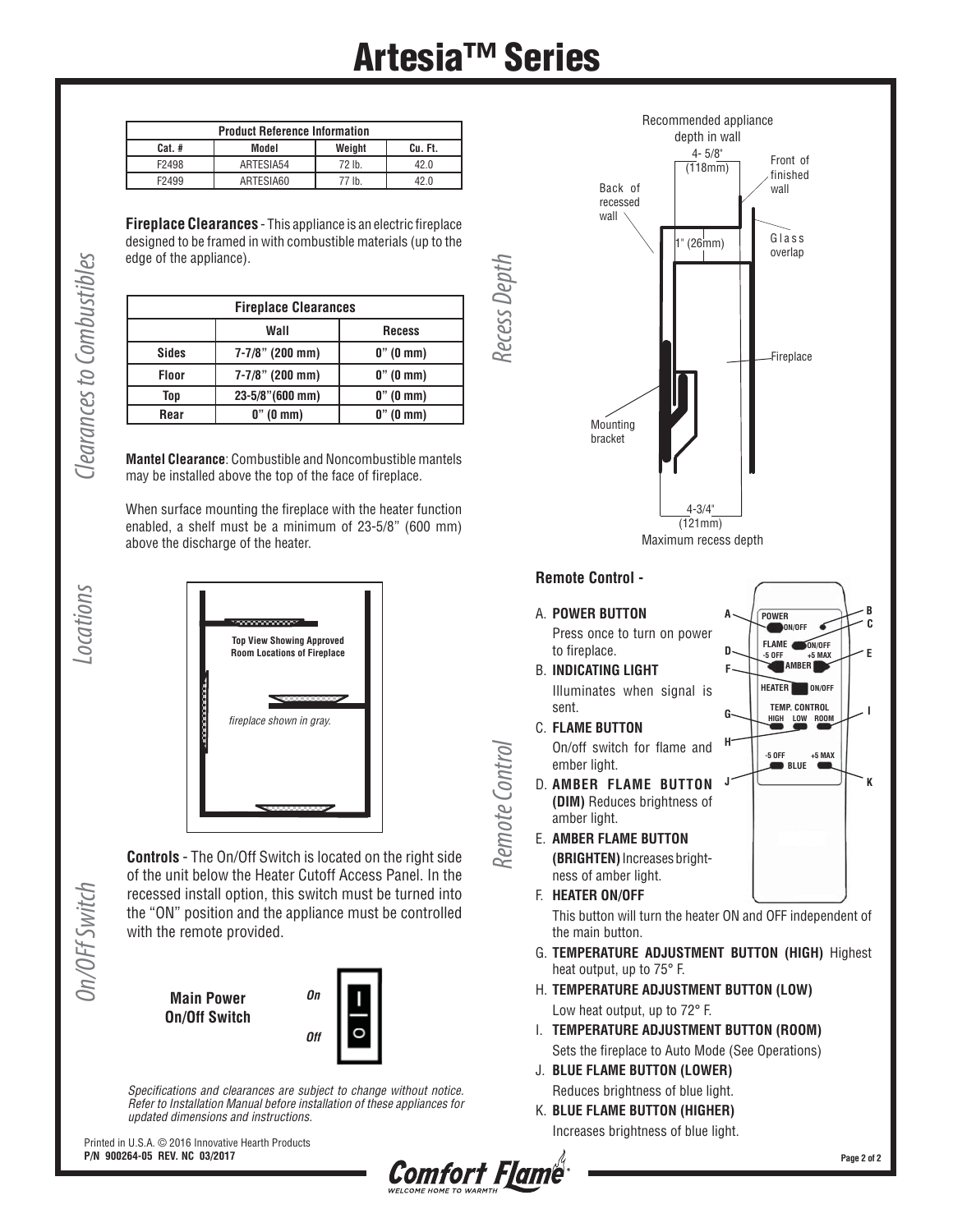# Artesia™ Series

## Clearances to Combustibles

| Product Reference Information | | | |
|---|---|---|---|
| **Cat. #** | **Model** | **Weight** | **Cu. Ft.** |
| F2498 | ARTESIA54 | 72 lb. | 42.0 |
| F2499 | ARTESIA60 | 77 lb. | 42.0 |

**Fireplace Clearances** - This appliance is an electric fireplace designed to be framed in with combustible materials (up to the edge of the appliance).

| Fireplace Clearances | | |
|---|---|---|
| | **Wall** | **Recess** |
| **Sides** | 7-7/8" (200 mm) | 0" (0 mm) |
| **Floor** | 7-7/8" (200 mm) | 0" (0 mm) |
| **Top** | 23-5/8" (600 mm) | 0" (0 mm) |
| **Rear** | 0" (0 mm) | 0" (0 mm) |

**Mantel Clearance**: Combustible and Noncombustible mantels may be installed above the top of the face of fireplace.

When surface mounting the fireplace with the heater function enabled, a shelf must be a minimum of 23-5/8" (600 mm) above the discharge of the heater.

## Locations

**Top View Showing Approved Room Locations of Fireplace**

*fireplace shown in gray.*

## On/Off Switch

**Controls** - The On/Off Switch is located on the right side of the unit below the Heater Cutoff Access Panel. In the recessed install option, this switch must be turned into the "ON" position and the appliance must be controlled with the remote provided.

**Main Power On/Off Switch**

*On*

*Off*

*Specifications and clearances are subject to change without notice. Refer to Installation Manual before installation of these appliances for updated dimensions and instructions.*

## Recess Depth

Recommended appliance depth in wall

4- 5/8" (118mm)

Front of finished wall

Back of recessed wall

1" (26mm)

Glass overlap

Fireplace

Mounting bracket

4-3/4" (121mm)

Maximum recess depth

## Remote Control

**Remote Control -**

A. **POWER BUTTON**
Press once to turn on power to fireplace.

B. **INDICATING LIGHT**
Illuminates when signal is sent.

C. **FLAME BUTTON**
On/off switch for flame and ember light.

D. **AMBER FLAME BUTTON (DIM)** Reduces brightness of amber light.

E. **AMBER FLAME BUTTON (BRIGHTEN)** Increases brightness of amber light.

F. **HEATER ON/OFF**
This button will turn the heater ON and OFF independent of the main button.

G. **TEMPERATURE ADJUSTMENT BUTTON (HIGH)** Highest heat output, up to 75° F.

H. **TEMPERATURE ADJUSTMENT BUTTON (LOW)**
Low heat output, up to 72° F.

I. **TEMPERATURE ADJUSTMENT BUTTON (ROOM)**
Sets the fireplace to Auto Mode (See Operations)

J. **BLUE FLAME BUTTON (LOWER)**
Reduces brightness of blue light.

K. **BLUE FLAME BUTTON (HIGHER)**
Increases brightness of blue light.

POWER ON/OFF
FLAME ON/OFF
-5 OFF +5 MAX
AMBER
HEATER ON/OFF
TEMP. CONTROL
HIGH LOW ROOM
-5 OFF +5 MAX
BLUE

Printed in U.S.A. © 2016 Innovative Hearth Products
**P/N 900264-05 REV. NC 03/2017**

Comfort Flame® WELCOME HOME TO WARMTH